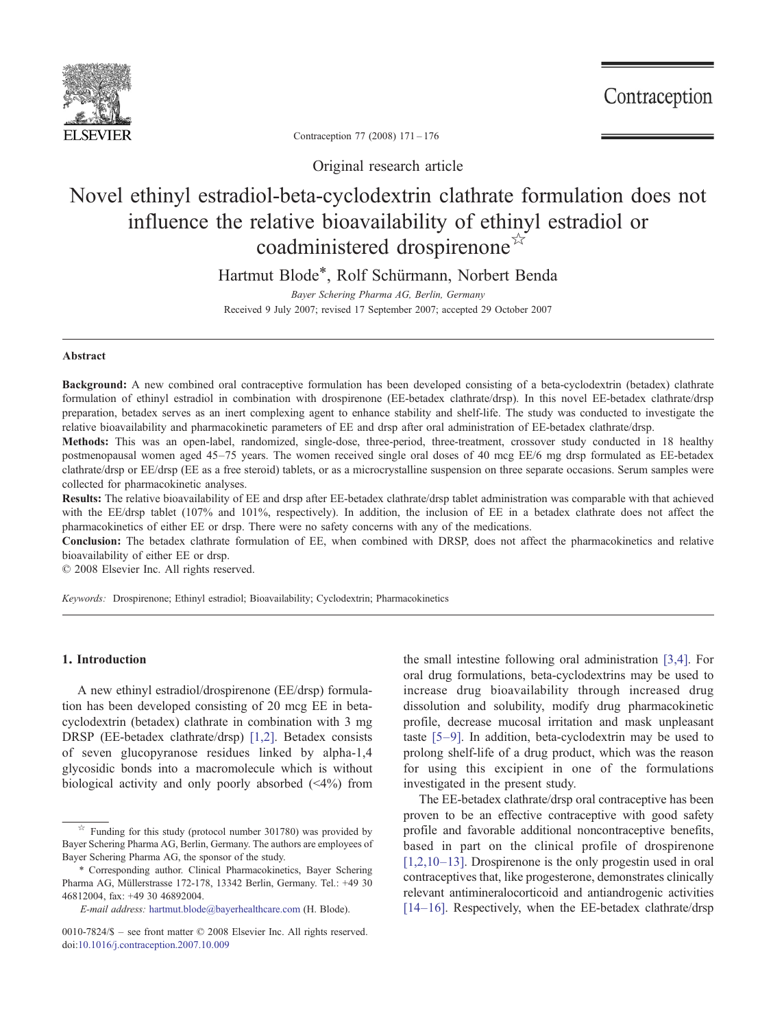Original research article

# Novel ethinyl estradiol-beta-cyclodextrin clathrate formulation does not influence the relative bioavailability of ethinyl estradiol or coadministered drospirenone☆

Hartmut Blode*, Rolf Schürmann, Norbert Benda

*Bayer Schering Pharma AG, Berlin, Germany*

Received 9 July 2007; revised 17 September 2007; accepted 29 October 2007

## Abstract

**Background:** A new combined oral contraceptive formulation has been developed consisting of a beta-cyclodextrin (betadex) clathrate formulation of ethinyl estradiol in combination with drospirenone (EE-betadex clathrate/drsp). In this novel EE-betadex clathrate/drsp preparation, betadex serves as an inert complexing agent to enhance stability and shelf-life. The study was conducted to investigate the relative bioavailability and pharmacokinetic parameters of EE and drsp after oral administration of EE-betadex clathrate/drsp.

**Methods:** This was an open-label, randomized, single-dose, three-period, three-treatment, crossover study conducted in 18 healthy postmenopausal women aged 45–75 years. The women received single oral doses of 40 mcg EE/6 mg drsp formulated as EE-betadex clathrate/drsp or EE/drsp (EE as a free steroid) tablets, or as a microcrystalline suspension on three separate occasions. Serum samples were collected for pharmacokinetic analyses.

**Results:** The relative bioavailability of EE and drsp after EE-betadex clathrate/drsp tablet administration was comparable with that achieved with the EE/drsp tablet (107% and 101%, respectively). In addition, the inclusion of EE in a betadex clathrate does not affect the pharmacokinetics of either EE or drsp. There were no safety concerns with any of the medications.

**Conclusion:** The betadex clathrate formulation of EE, when combined with DRSP, does not affect the pharmacokinetics and relative bioavailability of either EE or drsp.

© 2008 Elsevier Inc. All rights reserved.

*Keywords:* Drospirenone; Ethinyl estradiol; Bioavailability; Cyclodextrin; Pharmacokinetics

## 1. Introduction

A new ethinyl estradiol/drospirenone (EE/drsp) formulation has been developed consisting of 20 mcg EE in beta-cyclodextrin (betadex) clathrate in combination with 3 mg DRSP (EE-betadex clathrate/drsp) [1,2]. Betadex consists of seven glucopyranose residues linked by alpha-1,4 glycosidic bonds into a macromolecule which is without biological activity and only poorly absorbed (<4%) from the small intestine following oral administration [3,4]. For oral drug formulations, beta-cyclodextrins may be used to increase drug bioavailability through increased drug dissolution and solubility, modify drug pharmacokinetic profile, decrease mucosal irritation and mask unpleasant taste [5–9]. In addition, beta-cyclodextrin may be used to prolong shelf-life of a drug product, which was the reason for using this excipient in one of the formulations investigated in the present study.

The EE-betadex clathrate/drsp oral contraceptive has been proven to be an effective contraceptive with good safety profile and favorable additional noncontraceptive benefits, based in part on the clinical profile of drospirenone [1,2,10–13]. Drospirenone is the only progestin used in oral contraceptives that, like progesterone, demonstrates clinically relevant antimineralocorticoid and antiandrogenic activities [14–16]. Respectively, when the EE-betadex clathrate/drsp

---

☆ Funding for this study (protocol number 301780) was provided by Bayer Schering Pharma AG, Berlin, Germany. The authors are employees of Bayer Schering Pharma AG, the sponsor of the study.

\* Corresponding author. Clinical Pharmacokinetics, Bayer Schering Pharma AG, Müllerstrasse 172-178, 13342 Berlin, Germany. Tel.: +49 30 46812004, fax: +49 30 46892004.

*E-mail address:* hartmut.blode@bayerhealthcare.com (H. Blode).

0010-7824/$ – see front matter © 2008 Elsevier Inc. All rights reserved.
doi:10.1016/j.contraception.2007.10.009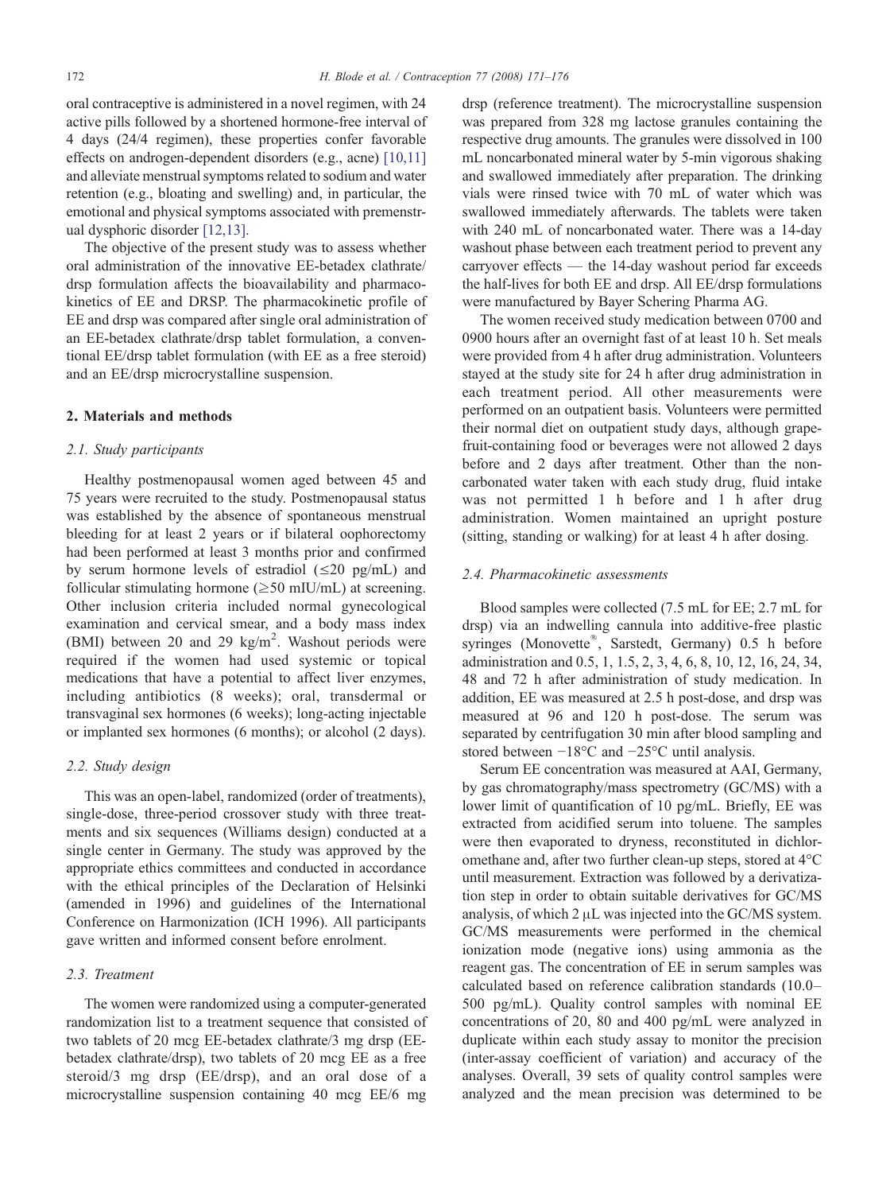oral contraceptive is administered in a novel regimen, with 24 active pills followed by a shortened hormone-free interval of 4 days (24/4 regimen), these properties confer favorable effects on androgen-dependent disorders (e.g., acne) [10,11] and alleviate menstrual symptoms related to sodium and water retention (e.g., bloating and swelling) and, in particular, the emotional and physical symptoms associated with premenstrual dysphoric disorder [12,13].

The objective of the present study was to assess whether oral administration of the innovative EE-betadex clathrate/drsp formulation affects the bioavailability and pharmacokinetics of EE and DRSP. The pharmacokinetic profile of EE and drsp was compared after single oral administration of an EE-betadex clathrate/drsp tablet formulation, a conventional EE/drsp tablet formulation (with EE as a free steroid) and an EE/drsp microcrystalline suspension.

## 2. Materials and methods

### 2.1. Study participants

Healthy postmenopausal women aged between 45 and 75 years were recruited to the study. Postmenopausal status was established by the absence of spontaneous menstrual bleeding for at least 2 years or if bilateral oophorectomy had been performed at least 3 months prior and confirmed by serum hormone levels of estradiol (≤20 pg/mL) and follicular stimulating hormone (≥50 mIU/mL) at screening. Other inclusion criteria included normal gynecological examination and cervical smear, and a body mass index (BMI) between 20 and 29 kg/m$^2$. Washout periods were required if the women had used systemic or topical medications that have a potential to affect liver enzymes, including antibiotics (8 weeks); oral, transdermal or transvaginal sex hormones (6 weeks); long-acting injectable or implanted sex hormones (6 months); or alcohol (2 days).

### 2.2. Study design

This was an open-label, randomized (order of treatments), single-dose, three-period crossover study with three treatments and six sequences (Williams design) conducted at a single center in Germany. The study was approved by the appropriate ethics committees and conducted in accordance with the ethical principles of the Declaration of Helsinki (amended in 1996) and guidelines of the International Conference on Harmonization (ICH 1996). All participants gave written and informed consent before enrolment.

### 2.3. Treatment

The women were randomized using a computer-generated randomization list to a treatment sequence that consisted of two tablets of 20 mcg EE-betadex clathrate/3 mg drsp (EE-betadex clathrate/drsp), two tablets of 20 mcg EE as a free steroid/3 mg drsp (EE/drsp), and an oral dose of a microcrystalline suspension containing 40 mcg EE/6 mg drsp (reference treatment). The microcrystalline suspension was prepared from 328 mg lactose granules containing the respective drug amounts. The granules were dissolved in 100 mL noncarbonated mineral water by 5-min vigorous shaking and swallowed immediately after preparation. The drinking vials were rinsed twice with 70 mL of water which was swallowed immediately afterwards. The tablets were taken with 240 mL of noncarbonated water. There was a 14-day washout phase between each treatment period to prevent any carryover effects — the 14-day washout period far exceeds the half-lives for both EE and drsp. All EE/drsp formulations were manufactured by Bayer Schering Pharma AG.

The women received study medication between 0700 and 0900 hours after an overnight fast of at least 10 h. Set meals were provided from 4 h after drug administration. Volunteers stayed at the study site for 24 h after drug administration in each treatment period. All other measurements were performed on an outpatient basis. Volunteers were permitted their normal diet on outpatient study days, although grapefruit-containing food or beverages were not allowed 2 days before and 2 days after treatment. Other than the noncarbonated water taken with each study drug, fluid intake was not permitted 1 h before and 1 h after drug administration. Women maintained an upright posture (sitting, standing or walking) for at least 4 h after dosing.

### 2.4. Pharmacokinetic assessments

Blood samples were collected (7.5 mL for EE; 2.7 mL for drsp) via an indwelling cannula into additive-free plastic syringes (Monovette®, Sarstedt, Germany) 0.5 h before administration and 0.5, 1, 1.5, 2, 3, 4, 6, 8, 10, 12, 16, 24, 34, 48 and 72 h after administration of study medication. In addition, EE was measured at 2.5 h post-dose, and drsp was measured at 96 and 120 h post-dose. The serum was separated by centrifugation 30 min after blood sampling and stored between −18°C and −25°C until analysis.

Serum EE concentration was measured at AAI, Germany, by gas chromatography/mass spectrometry (GC/MS) with a lower limit of quantification of 10 pg/mL. Briefly, EE was extracted from acidified serum into toluene. The samples were then evaporated to dryness, reconstituted in dichloromethane and, after two further clean-up steps, stored at 4°C until measurement. Extraction was followed by a derivatization step in order to obtain suitable derivatives for GC/MS analysis, of which 2 μL was injected into the GC/MS system. GC/MS measurements were performed in the chemical ionization mode (negative ions) using ammonia as the reagent gas. The concentration of EE in serum samples was calculated based on reference calibration standards (10.0–500 pg/mL). Quality control samples with nominal EE concentrations of 20, 80 and 400 pg/mL were analyzed in duplicate within each study assay to monitor the precision (inter-assay coefficient of variation) and accuracy of the analyses. Overall, 39 sets of quality control samples were analyzed and the mean precision was determined to be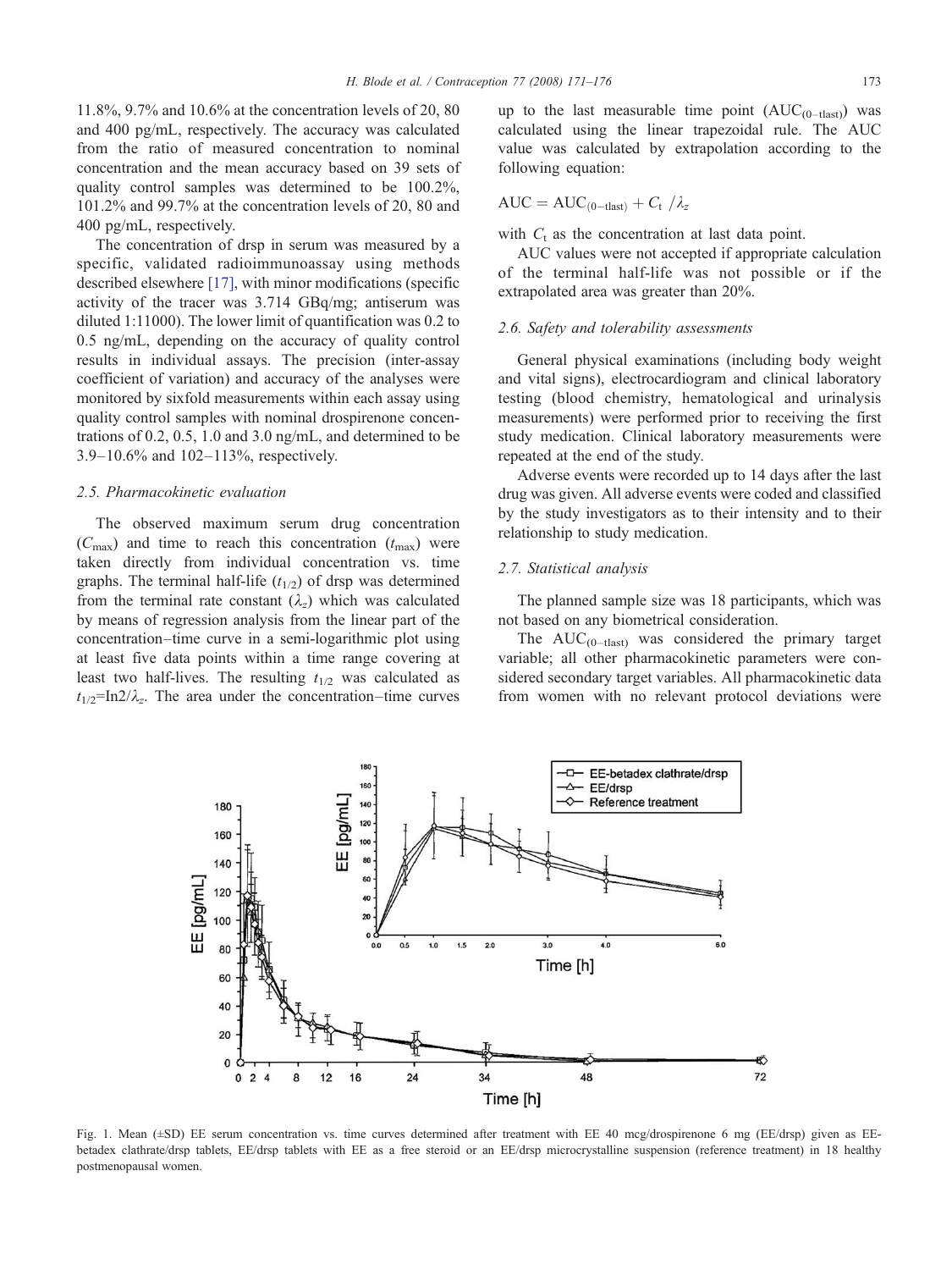11.8%, 9.7% and 10.6% at the concentration levels of 20, 80 and 400 pg/mL, respectively. The accuracy was calculated from the ratio of measured concentration to nominal concentration and the mean accuracy based on 39 sets of quality control samples was determined to be 100.2%, 101.2% and 99.7% at the concentration levels of 20, 80 and 400 pg/mL, respectively.

The concentration of drsp in serum was measured by a specific, validated radioimmunoassay using methods described elsewhere [17], with minor modifications (specific activity of the tracer was 3.714 GBq/mg; antiserum was diluted 1:11000). The lower limit of quantification was 0.2 to 0.5 ng/mL, depending on the accuracy of quality control results in individual assays. The precision (inter-assay coefficient of variation) and accuracy of the analyses were monitored by sixfold measurements within each assay using quality control samples with nominal drospirenone concentrations of 0.2, 0.5, 1.0 and 3.0 ng/mL, and determined to be 3.9–10.6% and 102–113%, respectively.

### 2.5. Pharmacokinetic evaluation

The observed maximum serum drug concentration ($C_{max}$) and time to reach this concentration ($t_{max}$) were taken directly from individual concentration vs. time graphs. The terminal half-life ($t_{1/2}$) of drsp was determined from the terminal rate constant ($\lambda_z$) which was calculated by means of regression analysis from the linear part of the concentration–time curve in a semi-logarithmic plot using at least five data points within a time range covering at least two half-lives. The resulting $t_{1/2}$ was calculated as $t_{1/2}$=In2/$\lambda_z$. The area under the concentration–time curves up to the last measurable time point ($AUC_{(0-tlast)}$) was calculated using the linear trapezoidal rule. The AUC value was calculated by extrapolation according to the following equation:

$$AUC = AUC_{(0-tlast)} + C_t \,/\lambda_z$$

with $C_t$ as the concentration at last data point.

AUC values were not accepted if appropriate calculation of the terminal half-life was not possible or if the extrapolated area was greater than 20%.

### 2.6. Safety and tolerability assessments

General physical examinations (including body weight and vital signs), electrocardiogram and clinical laboratory testing (blood chemistry, hematological and urinalysis measurements) were performed prior to receiving the first study medication. Clinical laboratory measurements were repeated at the end of the study.

Adverse events were recorded up to 14 days after the last drug was given. All adverse events were coded and classified by the study investigators as to their intensity and to their relationship to study medication.

### 2.7. Statistical analysis

The planned sample size was 18 participants, which was not based on any biometrical consideration.

The $AUC_{(0-tlast)}$ was considered the primary target variable; all other pharmacokinetic parameters were considered secondary target variables. All pharmacokinetic data from women with no relevant protocol deviations were

Fig. 1. Mean (±SD) EE serum concentration vs. time curves determined after treatment with EE 40 mcg/drospirenone 6 mg (EE/drsp) given as EE-betadex clathrate/drsp tablets, EE/drsp tablets with EE as a free steroid or an EE/drsp microcrystalline suspension (reference treatment) in 18 healthy postmenopausal women.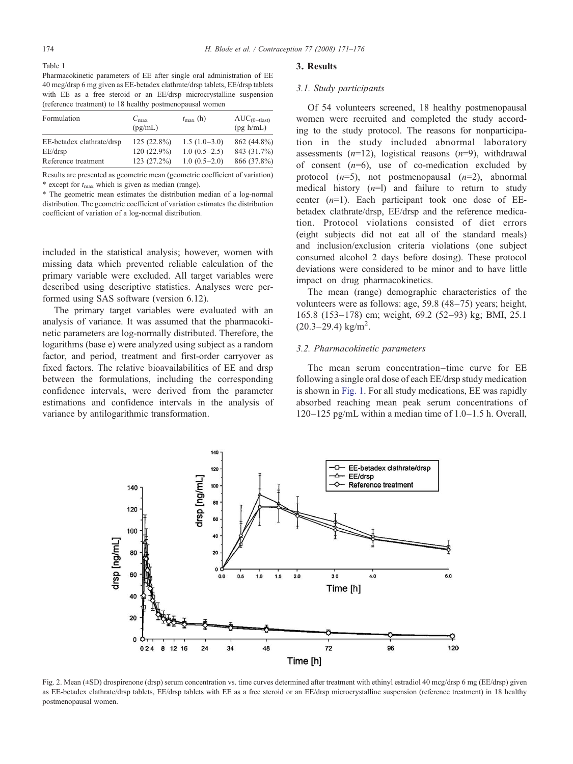Table 1
Pharmacokinetic parameters of EE after single oral administration of EE 40 mcg/drsp 6 mg given as EE-betadex clathrate/drsp tablets, EE/drsp tablets with EE as a free steroid or an EE/drsp microcrystalline suspension (reference treatment) to 18 healthy postmenopausal women

| Formulation | $C_{max}$ (pg/mL) | $t_{max}$ (h) | $AUC_{(0-tlast)}$ (pg h/mL) |
|---|---|---|---|
| EE-betadex clathrate/drsp | 125 (22.8%) | 1.5 (1.0–3.0) | 862 (44.8%) |
| EE/drsp | 120 (22.9%) | 1.0 (0.5–2.5) | 843 (31.7%) |
| Reference treatment | 123 (27.2%) | 1.0 (0.5–2.0) | 866 (37.8%) |

Results are presented as geometric mean (geometric coefficient of variation) * except for $t_{max}$ which is given as median (range).

* The geometric mean estimates the distribution median of a log-normal distribution. The geometric coefficient of variation estimates the distribution coefficient of variation of a log-normal distribution.

included in the statistical analysis; however, women with missing data which prevented reliable calculation of the primary variable were excluded. All target variables were described using descriptive statistics. Analyses were performed using SAS software (version 6.12).

The primary target variables were evaluated with an analysis of variance. It was assumed that the pharmacokinetic parameters are log-normally distributed. Therefore, the logarithms (base e) were analyzed using subject as a random factor, and period, treatment and first-order carryover as fixed factors. The relative bioavailabilities of EE and drsp between the formulations, including the corresponding confidence intervals, were derived from the parameter estimations and confidence intervals in the analysis of variance by antilogarithmic transformation.

## 3. Results

### 3.1. Study participants

Of 54 volunteers screened, 18 healthy postmenopausal women were recruited and completed the study according to the study protocol. The reasons for nonparticipation in the study included abnormal laboratory assessments ($n$=12), logistical reasons ($n$=9), withdrawal of consent ($n$=6), use of co-medication excluded by protocol ($n$=5), not postmenopausal ($n$=2), abnormal medical history ($n$=l) and failure to return to study center ($n$=1). Each participant took one dose of EE-betadex clathrate/drsp, EE/drsp and the reference medication. Protocol violations consisted of diet errors (eight subjects did not eat all of the standard meals) and inclusion/exclusion criteria violations (one subject consumed alcohol 2 days before dosing). These protocol deviations were considered to be minor and to have little impact on drug pharmacokinetics.

The mean (range) demographic characteristics of the volunteers were as follows: age, 59.8 (48–75) years; height, 165.8 (153–178) cm; weight, 69.2 (52–93) kg; BMI, 25.1 (20.3–29.4) kg/m$^2$.

### 3.2. Pharmacokinetic parameters

The mean serum concentration–time curve for EE following a single oral dose of each EE/drsp study medication is shown in Fig. 1. For all study medications, EE was rapidly absorbed reaching mean peak serum concentrations of 120–125 pg/mL within a median time of 1.0–1.5 h. Overall,

Fig. 2. Mean (±SD) drospirenone (drsp) serum concentration vs. time curves determined after treatment with ethinyl estradiol 40 mcg/drsp 6 mg (EE/drsp) given as EE-betadex clathrate/drsp tablets, EE/drsp tablets with EE as a free steroid or an EE/drsp microcrystalline suspension (reference treatment) in 18 healthy postmenopausal women.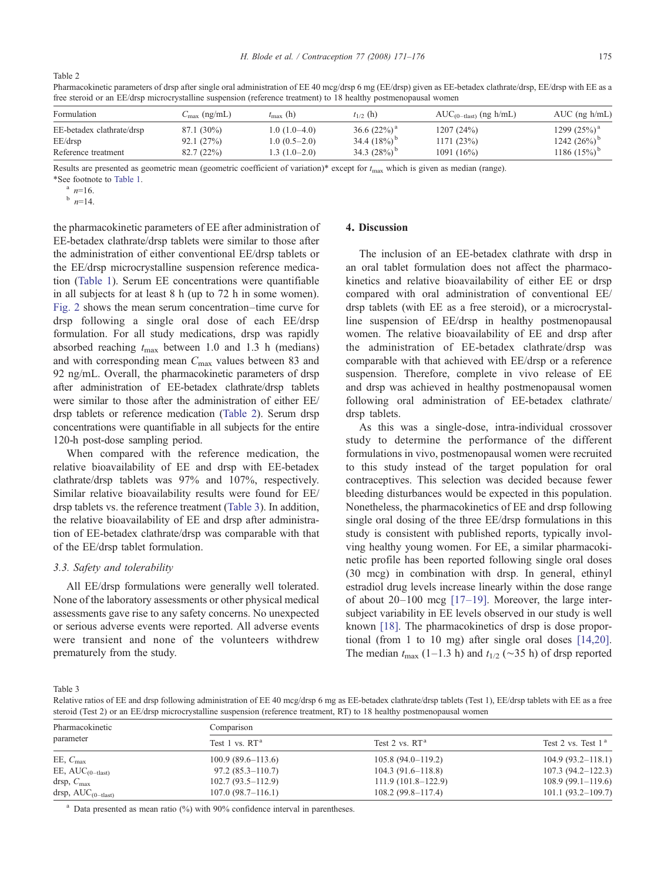Table 2
Pharmacokinetic parameters of drsp after single oral administration of EE 40 mcg/drsp 6 mg (EE/drsp) given as EE-betadex clathrate/drsp, EE/drsp with EE as a free steroid or an EE/drsp microcrystalline suspension (reference treatment) to 18 healthy postmenopausal women

| Formulation | $C_{max}$ (ng/mL) | $t_{max}$ (h) | $t_{1/2}$ (h) | $AUC_{(0-tlast)}$ (ng h/mL) | AUC (ng h/mL) |
|---|---|---|---|---|---|
| EE-betadex clathrate/drsp | 87.1 (30%) | 1.0 (1.0–4.0) | 36.6 (22%) [a] | 1207 (24%) | 1299 (25%) [a] |
| EE/drsp | 92.1 (27%) | 1.0 (0.5–2.0) | 34.4 (18%) [b] | 1171 (23%) | 1242 (26%) [b] |
| Reference treatment | 82.7 (22%) | 1.3 (1.0–2.0) | 34.3 (28%) [b] | 1091 (16%) | 1186 (15%) [b] |

Results are presented as geometric mean (geometric coefficient of variation)* except for $t_{max}$ which is given as median (range).
*See footnote to Table 1.
[a] n=16.
[b] n=14.

the pharmacokinetic parameters of EE after administration of EE-betadex clathrate/drsp tablets were similar to those after the administration of either conventional EE/drsp tablets or the EE/drsp microcrystalline suspension reference medication (Table 1). Serum EE concentrations were quantifiable in all subjects for at least 8 h (up to 72 h in some women). Fig. 2 shows the mean serum concentration–time curve for drsp following a single oral dose of each EE/drsp formulation. For all study medications, drsp was rapidly absorbed reaching $t_{max}$ between 1.0 and 1.3 h (medians) and with corresponding mean $C_{max}$ values between 83 and 92 ng/mL. Overall, the pharmacokinetic parameters of drsp after administration of EE-betadex clathrate/drsp tablets were similar to those after the administration of either EE/drsp tablets or reference medication (Table 2). Serum drsp concentrations were quantifiable in all subjects for the entire 120-h post-dose sampling period.

When compared with the reference medication, the relative bioavailability of EE and drsp with EE-betadex clathrate/drsp tablets was 97% and 107%, respectively. Similar relative bioavailability results were found for EE/drsp tablets vs. the reference treatment (Table 3). In addition, the relative bioavailability of EE and drsp after administration of EE-betadex clathrate/drsp was comparable with that of the EE/drsp tablet formulation.

### 3.3. Safety and tolerability

All EE/drsp formulations were generally well tolerated. None of the laboratory assessments or other physical medical assessments gave rise to any safety concerns. No unexpected or serious adverse events were reported. All adverse events were transient and none of the volunteers withdrew prematurely from the study.

## 4. Discussion

The inclusion of an EE-betadex clathrate with drsp in an oral tablet formulation does not affect the pharmacokinetics and relative bioavailability of either EE or drsp compared with oral administration of conventional EE/drsp tablets (with EE as a free steroid), or a microcrystalline suspension of EE/drsp in healthy postmenopausal women. The relative bioavailability of EE and drsp after the administration of EE-betadex clathrate/drsp was comparable with that achieved with EE/drsp or a reference suspension. Therefore, complete in vivo release of EE and drsp was achieved in healthy postmenopausal women following oral administration of EE-betadex clathrate/drsp tablets.

As this was a single-dose, intra-individual crossover study to determine the performance of the different formulations in vivo, postmenopausal women were recruited to this study instead of the target population for oral contraceptives. This selection was decided because fewer bleeding disturbances would be expected in this population. Nonetheless, the pharmacokinetics of EE and drsp following single oral dosing of the three EE/drsp formulations in this study is consistent with published reports, typically involving healthy young women. For EE, a similar pharmacokinetic profile has been reported following single oral doses (30 mcg) in combination with drsp. In general, ethinyl estradiol drug levels increase linearly within the dose range of about 20–100 mcg [17–19]. Moreover, the large inter-subject variability in EE levels observed in our study is well known [18]. The pharmacokinetics of drsp is dose proportional (from 1 to 10 mg) after single oral doses [14,20]. The median $t_{max}$ (1–1.3 h) and $t_{1/2}$ (~35 h) of drsp reported

Table 3
Relative ratios of EE and drsp following administration of EE 40 mcg/drsp 6 mg as EE-betadex clathrate/drsp tablets (Test 1), EE/drsp tablets with EE as a free steroid (Test 2) or an EE/drsp microcrystalline suspension (reference treatment, RT) to 18 healthy postmenopausal women

| Pharmacokinetic parameter | Comparison | | |
|---|---|---|---|
| | Test 1 vs. RT [a] | Test 2 vs. RT [a] | Test 2 vs. Test 1 [a] |
| EE, $C_{max}$ | 100.9 (89.6–113.6) | 105.8 (94.0–119.2) | 104.9 (93.2–118.1) |
| EE, $AUC_{(0-tlast)}$ | 97.2 (85.3–110.7) | 104.3 (91.6–118.8) | 107.3 (94.2–122.3) |
| drsp, $C_{max}$ | 102.7 (93.5–112.9) | 111.9 (101.8–122.9) | 108.9 (99.1–119.6) |
| drsp, $AUC_{(0-tlast)}$ | 107.0 (98.7–116.1) | 108.2 (99.8–117.4) | 101.1 (93.2–109.7) |

[a] Data presented as mean ratio (%) with 90% confidence interval in parentheses.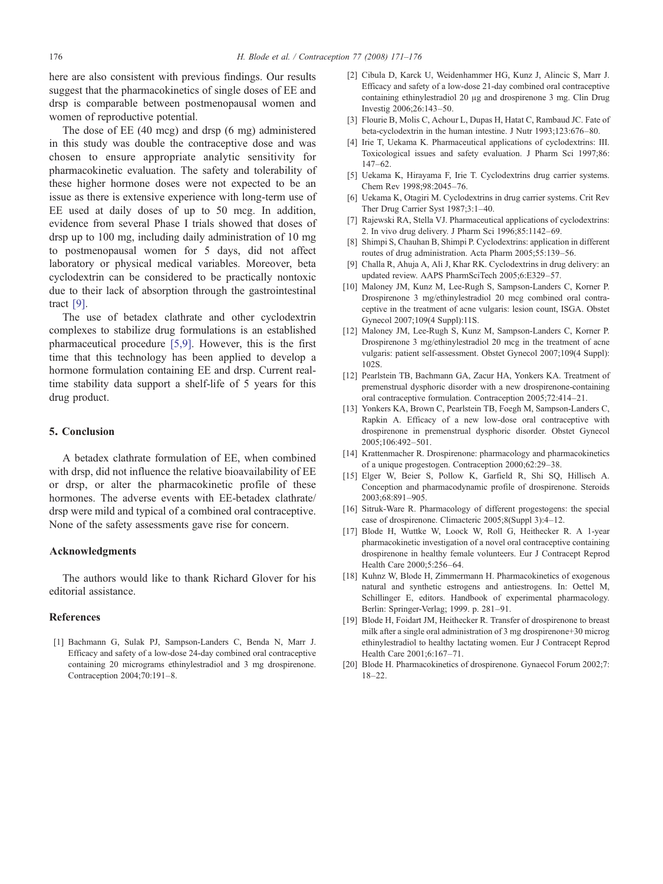here are also consistent with previous findings. Our results suggest that the pharmacokinetics of single doses of EE and drsp is comparable between postmenopausal women and women of reproductive potential.

The dose of EE (40 mcg) and drsp (6 mg) administered in this study was double the contraceptive dose and was chosen to ensure appropriate analytic sensitivity for pharmacokinetic evaluation. The safety and tolerability of these higher hormone doses were not expected to be an issue as there is extensive experience with long-term use of EE used at daily doses of up to 50 mcg. In addition, evidence from several Phase I trials showed that doses of drsp up to 100 mg, including daily administration of 10 mg to postmenopausal women for 5 days, did not affect laboratory or physical medical variables. Moreover, beta cyclodextrin can be considered to be practically nontoxic due to their lack of absorption through the gastrointestinal tract [9].

The use of betadex clathrate and other cyclodextrin complexes to stabilize drug formulations is an established pharmaceutical procedure [5,9]. However, this is the first time that this technology has been applied to develop a hormone formulation containing EE and drsp. Current real-time stability data support a shelf-life of 5 years for this drug product.

## 5. Conclusion

A betadex clathrate formulation of EE, when combined with drsp, did not influence the relative bioavailability of EE or drsp, or alter the pharmacokinetic profile of these hormones. The adverse events with EE-betadex clathrate/drsp were mild and typical of a combined oral contraceptive. None of the safety assessments gave rise for concern.

## Acknowledgments

The authors would like to thank Richard Glover for his editorial assistance.

## References

[1] Bachmann G, Sulak PJ, Sampson-Landers C, Benda N, Marr J. Efficacy and safety of a low-dose 24-day combined oral contraceptive containing 20 micrograms ethinylestradiol and 3 mg drospirenone. Contraception 2004;70:191–8.

[2] Cibula D, Karck U, Weidenhammer HG, Kunz J, Alincic S, Marr J. Efficacy and safety of a low-dose 21-day combined oral contraceptive containing ethinylestradiol 20 μg and drospirenone 3 mg. Clin Drug Investig 2006;26:143–50.

[3] Flourie B, Molis C, Achour L, Dupas H, Hatat C, Rambaud JC. Fate of beta-cyclodextrin in the human intestine. J Nutr 1993;123:676–80.

[4] Irie T, Uekama K. Pharmaceutical applications of cyclodextrins: III. Toxicological issues and safety evaluation. J Pharm Sci 1997;86:147–62.

[5] Uekama K, Hirayama F, Irie T. Cyclodextrins drug carrier systems. Chem Rev 1998;98:2045–76.

[6] Uekama K, Otagiri M. Cyclodextrins in drug carrier systems. Crit Rev Ther Drug Carrier Syst 1987;3:1–40.

[7] Rajewski RA, Stella VJ. Pharmaceutical applications of cyclodextrins: 2. In vivo drug delivery. J Pharm Sci 1996;85:1142–69.

[8] Shimpi S, Chauhan B, Shimpi P. Cyclodextrins: application in different routes of drug administration. Acta Pharm 2005;55:139–56.

[9] Challa R, Ahuja A, Ali J, Khar RK. Cyclodextrins in drug delivery: an updated review. AAPS PharmSciTech 2005;6:E329–57.

[10] Maloney JM, Kunz M, Lee-Rugh S, Sampson-Landers C, Korner P. Drospirenone 3 mg/ethinylestradiol 20 mcg combined oral contraceptive in the treatment of acne vulgaris: lesion count, ISGA. Obstet Gynecol 2007;109(4 Suppl):11S.

[12] Maloney JM, Lee-Rugh S, Kunz M, Sampson-Landers C, Korner P. Drospirenone 3 mg/ethinylestradiol 20 mcg in the treatment of acne vulgaris: patient self-assessment. Obstet Gynecol 2007;109(4 Suppl):102S.

[12] Pearlstein TB, Bachmann GA, Zacur HA, Yonkers KA. Treatment of premenstrual dysphoric disorder with a new drospirenone-containing oral contraceptive formulation. Contraception 2005;72:414–21.

[13] Yonkers KA, Brown C, Pearlstein TB, Foegh M, Sampson-Landers C, Rapkin A. Efficacy of a new low-dose oral contraceptive with drospirenone in premenstrual dysphoric disorder. Obstet Gynecol 2005;106:492–501.

[14] Krattenmacher R. Drospirenone: pharmacology and pharmacokinetics of a unique progestogen. Contraception 2000;62:29–38.

[15] Elger W, Beier S, Pollow K, Garfield R, Shi SQ, Hillisch A. Conception and pharmacodynamic profile of drospirenone. Steroids 2003;68:891–905.

[16] Sitruk-Ware R. Pharmacology of different progestogens: the special case of drospirenone. Climacteric 2005;8(Suppl 3):4–12.

[17] Blode H, Wuttke W, Loock W, Roll G, Heithecker R. A 1-year pharmacokinetic investigation of a novel oral contraceptive containing drospirenone in healthy female volunteers. Eur J Contracept Reprod Health Care 2000;5:256–64.

[18] Kuhnz W, Blode H, Zimmermann H. Pharmacokinetics of exogenous natural and synthetic estrogens and antiestrogens. In: Oettel M, Schillinger E, editors. Handbook of experimental pharmacology. Berlin: Springer-Verlag; 1999. p. 281–91.

[19] Blode H, Foidart JM, Heithecker R. Transfer of drospirenone to breast milk after a single oral administration of 3 mg drospirenone+30 microg ethinylestradiol to healthy lactating women. Eur J Contracept Reprod Health Care 2001;6:167–71.

[20] Blode H. Pharmacokinetics of drospirenone. Gynaecol Forum 2002;7:18–22.